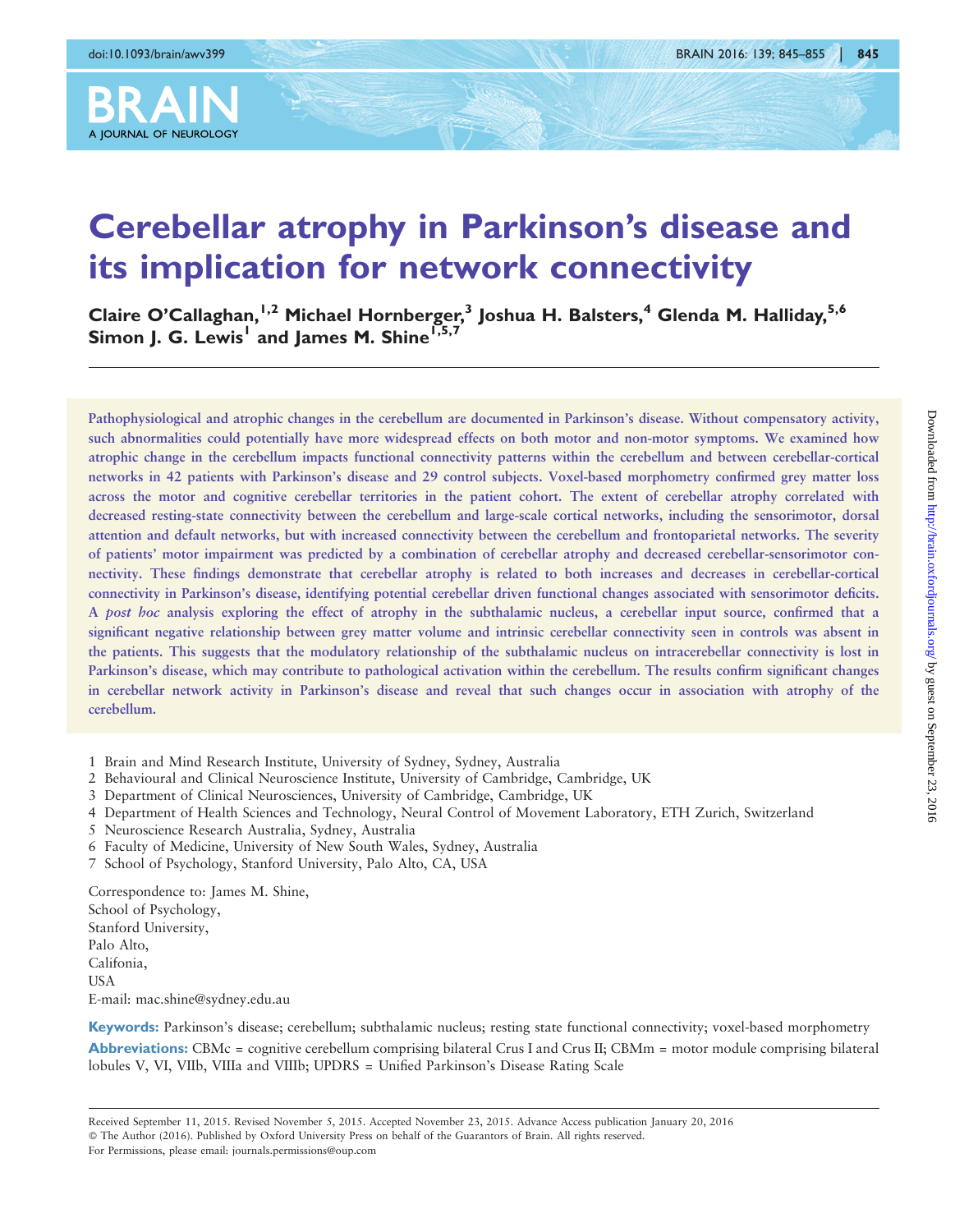# Cerebellar atrophy in Parkinson's disease and its implication for network connectivity

**Claire O'Callaghan,[1,2] Michael Hornberger,[3] Joshua H. Balsters,[4] Glenda M. Halliday,[5,6] Simon J. G. Lewis[1] and James M. Shine[1,5,7]**

Pathophysiological and atrophic changes in the cerebellum are documented in Parkinson's disease. Without compensatory activity, such abnormalities could potentially have more widespread effects on both motor and non-motor symptoms. We examined how atrophic change in the cerebellum impacts functional connectivity patterns within the cerebellum and between cerebellar-cortical networks in 42 patients with Parkinson's disease and 29 control subjects. Voxel-based morphometry confirmed grey matter loss across the motor and cognitive cerebellar territories in the patient cohort. The extent of cerebellar atrophy correlated with decreased resting-state connectivity between the cerebellum and large-scale cortical networks, including the sensorimotor, dorsal attention and default networks, but with increased connectivity between the cerebellum and frontoparietal networks. The severity of patients' motor impairment was predicted by a combination of cerebellar atrophy and decreased cerebellar-sensorimotor connectivity. These findings demonstrate that cerebellar atrophy is related to both increases and decreases in cerebellar-cortical connectivity in Parkinson's disease, identifying potential cerebellar driven functional changes associated with sensorimotor deficits. A *post hoc* analysis exploring the effect of atrophy in the subthalamic nucleus, a cerebellar input source, confirmed that a significant negative relationship between grey matter volume and intrinsic cerebellar connectivity seen in controls was absent in the patients. This suggests that the modulatory relationship of the subthalamic nucleus on intracerebellar connectivity is lost in Parkinson's disease, which may contribute to pathological activation within the cerebellum. The results confirm significant changes in cerebellar network activity in Parkinson's disease and reveal that such changes occur in association with atrophy of the cerebellum.

1 Brain and Mind Research Institute, University of Sydney, Sydney, Australia
2 Behavioural and Clinical Neuroscience Institute, University of Cambridge, Cambridge, UK
3 Department of Clinical Neurosciences, University of Cambridge, Cambridge, UK
4 Department of Health Sciences and Technology, Neural Control of Movement Laboratory, ETH Zurich, Switzerland
5 Neuroscience Research Australia, Sydney, Australia
6 Faculty of Medicine, University of New South Wales, Sydney, Australia
7 School of Psychology, Stanford University, Palo Alto, CA, USA

Correspondence to: James M. Shine,
School of Psychology,
Stanford University,
Palo Alto,
Califonia,
USA
E-mail: mac.shine@sydney.edu.au

**Keywords:** Parkinson's disease; cerebellum; subthalamic nucleus; resting state functional connectivity; voxel-based morphometry

**Abbreviations:** CBMc = cognitive cerebellum comprising bilateral Crus I and Crus II; CBMm = motor module comprising bilateral lobules V, VI, VIIb, VIIIa and VIIIb; UPDRS = Unified Parkinson's Disease Rating Scale

Received September 11, 2015. Revised November 5, 2015. Accepted November 23, 2015. Advance Access publication January 20, 2016
© The Author (2016). Published by Oxford University Press on behalf of the Guarantors of Brain. All rights reserved.
For Permissions, please email: journals.permissions@oup.com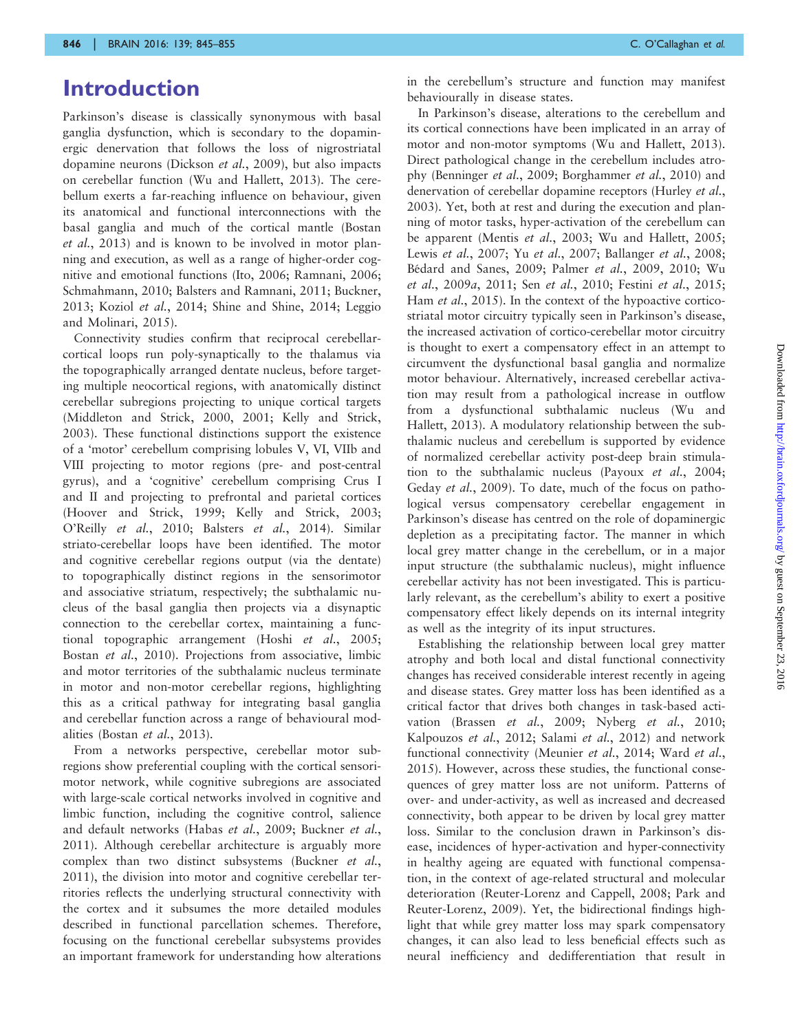# Introduction

Parkinson's disease is classically synonymous with basal ganglia dysfunction, which is secondary to the dopaminergic denervation that follows the loss of nigrostriatal dopamine neurons (Dickson *et al.*, 2009), but also impacts on cerebellar function (Wu and Hallett, 2013). The cerebellum exerts a far-reaching influence on behaviour, given its anatomical and functional interconnections with the basal ganglia and much of the cortical mantle (Bostan *et al.*, 2013) and is known to be involved in motor planning and execution, as well as a range of higher-order cognitive and emotional functions (Ito, 2006; Ramnani, 2006; Schmahmann, 2010; Balsters and Ramnani, 2011; Buckner, 2013; Koziol *et al.*, 2014; Shine and Shine, 2014; Leggio and Molinari, 2015).

Connectivity studies confirm that reciprocal cerebellar-cortical loops run poly-synaptically to the thalamus via the topographically arranged dentate nucleus, before targeting multiple neocortical regions, with anatomically distinct cerebellar subregions projecting to unique cortical targets (Middleton and Strick, 2000, 2001; Kelly and Strick, 2003). These functional distinctions support the existence of a 'motor' cerebellum comprising lobules V, VI, VIIb and VIII projecting to motor regions (pre- and post-central gyrus), and a 'cognitive' cerebellum comprising Crus I and II and projecting to prefrontal and parietal cortices (Hoover and Strick, 1999; Kelly and Strick, 2003; O'Reilly *et al.*, 2010; Balsters *et al.*, 2014). Similar striato-cerebellar loops have been identified. The motor and cognitive cerebellar regions output (via the dentate) to topographically distinct regions in the sensorimotor and associative striatum, respectively; the subthalamic nucleus of the basal ganglia then projects via a disynaptic connection to the cerebellar cortex, maintaining a functional topographic arrangement (Hoshi *et al.*, 2005; Bostan *et al.*, 2010). Projections from associative, limbic and motor territories of the subthalamic nucleus terminate in motor and non-motor cerebellar regions, highlighting this as a critical pathway for integrating basal ganglia and cerebellar function across a range of behavioural modalities (Bostan *et al.*, 2013).

From a networks perspective, cerebellar motor subregions show preferential coupling with the cortical sensorimotor network, while cognitive subregions are associated with large-scale cortical networks involved in cognitive and limbic function, including the cognitive control, salience and default networks (Habas *et al.*, 2009; Buckner *et al.*, 2011). Although cerebellar architecture is arguably more complex than two distinct subsystems (Buckner *et al.*, 2011), the division into motor and cognitive cerebellar territories reflects the underlying structural connectivity with the cortex and it subsumes the more detailed modules described in functional parcellation schemes. Therefore, focusing on the functional cerebellar subsystems provides an important framework for understanding how alterations in the cerebellum's structure and function may manifest behaviourally in disease states.

In Parkinson's disease, alterations to the cerebellum and its cortical connections have been implicated in an array of motor and non-motor symptoms (Wu and Hallett, 2013). Direct pathological change in the cerebellum includes atrophy (Benninger *et al.*, 2009; Borghammer *et al.*, 2010) and denervation of cerebellar dopamine receptors (Hurley *et al.*, 2003). Yet, both at rest and during the execution and planning of motor tasks, hyper-activation of the cerebellum can be apparent (Mentis *et al.*, 2003; Wu and Hallett, 2005; Lewis *et al.*, 2007; Yu *et al.*, 2007; Ballanger *et al.*, 2008; Bédard and Sanes, 2009; Palmer *et al.*, 2009, 2010; Wu *et al.*, 2009*a*, 2011; Sen *et al.*, 2010; Festini *et al.*, 2015; Ham *et al.*, 2015). In the context of the hypoactive cortico-striatal motor circuitry typically seen in Parkinson's disease, the increased activation of cortico-cerebellar motor circuitry is thought to exert a compensatory effect in an attempt to circumvent the dysfunctional basal ganglia and normalize motor behaviour. Alternatively, increased cerebellar activation may result from a pathological increase in outflow from a dysfunctional subthalamic nucleus (Wu and Hallett, 2013). A modulatory relationship between the subthalamic nucleus and cerebellum is supported by evidence of normalized cerebellar activity post-deep brain stimulation to the subthalamic nucleus (Payoux *et al.*, 2004; Geday *et al.*, 2009). To date, much of the focus on pathological versus compensatory cerebellar engagement in Parkinson's disease has centred on the role of dopaminergic depletion as a precipitating factor. The manner in which local grey matter change in the cerebellum, or in a major input structure (the subthalamic nucleus), might influence cerebellar activity has not been investigated. This is particularly relevant, as the cerebellum's ability to exert a positive compensatory effect likely depends on its internal integrity as well as the integrity of its input structures.

Establishing the relationship between local grey matter atrophy and both local and distal functional connectivity changes has received considerable interest recently in ageing and disease states. Grey matter loss has been identified as a critical factor that drives both changes in task-based activation (Brassen *et al.*, 2009; Nyberg *et al.*, 2010; Kalpouzos *et al.*, 2012; Salami *et al.*, 2012) and network functional connectivity (Meunier *et al.*, 2014; Ward *et al.*, 2015). However, across these studies, the functional consequences of grey matter loss are not uniform. Patterns of over- and under-activity, as well as increased and decreased connectivity, both appear to be driven by local grey matter loss. Similar to the conclusion drawn in Parkinson's disease, incidences of hyper-activation and hyper-connectivity in healthy ageing are equated with functional compensation, in the context of age-related structural and molecular deterioration (Reuter-Lorenz and Cappell, 2008; Park and Reuter-Lorenz, 2009). Yet, the bidirectional findings highlight that while grey matter loss may spark compensatory changes, it can also lead to less beneficial effects such as neural inefficiency and dedifferentiation that result in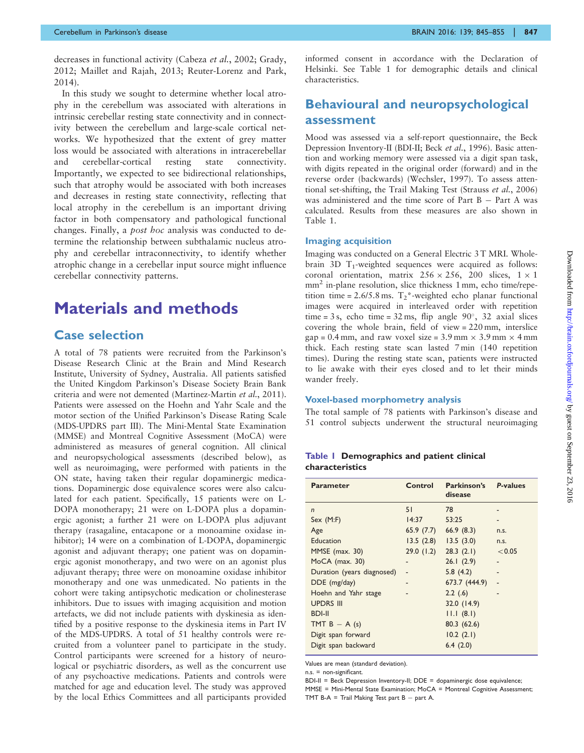decreases in functional activity (Cabeza *et al.*, 2002; Grady, 2012; Maillet and Rajah, 2013; Reuter-Lorenz and Park, 2014).

In this study we sought to determine whether local atrophy in the cerebellum was associated with alterations in intrinsic cerebellar resting state connectivity and in connectivity between the cerebellum and large-scale cortical networks. We hypothesized that the extent of grey matter loss would be associated with alterations in intracerebellar and cerebellar-cortical resting state connectivity. Importantly, we expected to see bidirectional relationships, such that atrophy would be associated with both increases and decreases in resting state connectivity, reflecting that local atrophy in the cerebellum is an important driving factor in both compensatory and pathological functional changes. Finally, a *post hoc* analysis was conducted to determine the relationship between subthalamic nucleus atrophy and cerebellar intraconnectivity, to identify whether atrophic change in a cerebellar input source might influence cerebellar connectivity patterns.

# Materials and methods

## Case selection

A total of 78 patients were recruited from the Parkinson's Disease Research Clinic at the Brain and Mind Research Institute, University of Sydney, Australia. All patients satisfied the United Kingdom Parkinson's Disease Society Brain Bank criteria and were not demented (Martinez-Martin *et al.*, 2011). Patients were assessed on the Hoehn and Yahr Scale and the motor section of the Unified Parkinson's Disease Rating Scale (MDS-UPDRS part III). The Mini-Mental State Examination (MMSE) and Montreal Cognitive Assessment (MoCA) were administered as measures of general cognition. All clinical and neuropsychological assessments (described below), as well as neuroimaging, were performed with patients in the ON state, having taken their regular dopaminergic medications. Dopaminergic dose equivalence scores were also calculated for each patient. Specifically, 15 patients were on L-DOPA monotherapy; 21 were on L-DOPA plus a dopaminergic agonist; a further 21 were on L-DOPA plus adjuvant therapy (rasagaline, entacapone or a monoamine oxidase inhibitor); 14 were on a combination of L-DOPA, dopaminergic agonist and adjuvant therapy; one patient was on dopaminergic agonist monotherapy, and two were on an agonist plus adjuvant therapy; three were on monoamine oxidase inhibitor monotherapy and one was unmedicated. No patients in the cohort were taking antipsychotic medication or cholinesterase inhibitors. Due to issues with imaging acquisition and motion artefacts, we did not include patients with dyskinesia as identified by a positive response to the dyskinesia items in Part IV of the MDS-UPDRS. A total of 51 healthy controls were recruited from a volunteer panel to participate in the study. Control participants were screened for a history of neurological or psychiatric disorders, as well as the concurrent use of any psychoactive medications. Patients and controls were matched for age and education level. The study was approved by the local Ethics Committees and all participants provided informed consent in accordance with the Declaration of Helsinki. See Table 1 for demographic details and clinical characteristics.

## Behavioural and neuropsychological assessment

Mood was assessed via a self-report questionnaire, the Beck Depression Inventory-II (BDI-II; Beck *et al.*, 1996). Basic attention and working memory were assessed via a digit span task, with digits repeated in the original order (forward) and in the reverse order (backwards) (Wechsler, 1997). To assess attentional set-shifting, the Trail Making Test (Strauss *et al.*, 2006) was administered and the time score of Part B − Part A was calculated. Results from these measures are also shown in Table 1.

### Imaging acquisition

Imaging was conducted on a General Electric 3 T MRI. Whole-brain 3D $T_1$-weighted sequences were acquired as follows: coronal orientation, matrix 256 × 256, 200 slices, 1 × 1 mm$^2$ in-plane resolution, slice thickness 1 mm, echo time/repetition time = 2.6/5.8 ms. $T_2$*-weighted echo planar functional images were acquired in interleaved order with repetition time = 3 s, echo time = 32 ms, flip angle 90°, 32 axial slices covering the whole brain, field of view = 220 mm, interslice gap = 0.4 mm, and raw voxel size = 3.9 mm × 3.9 mm × 4 mm thick. Each resting state scan lasted 7 min (140 repetition times). During the resting state scan, patients were instructed to lie awake with their eyes closed and to let their minds wander freely.

### Voxel-based morphometry analysis

The total sample of 78 patients with Parkinson's disease and 51 control subjects underwent the structural neuroimaging

**Table 1 Demographics and patient clinical characteristics**

| Parameter | Control | Parkinson's disease | *P*-values |
|---|---|---|---|
| *n* | 51 | 78 | - |
| Sex (M:F) | 14:37 | 53:25 | - |
| Age | 65.9 (7.7) | 66.9 (8.3) | n.s. |
| Education | 13.5 (2.8) | 13.5 (3.0) | n.s. |
| MMSE (max. 30) | 29.0 (1.2) | 28.3 (2.1) | < 0.05 |
| MoCA (max. 30) | - | 26.1 (2.9) | - |
| Duration (years diagnosed) | - | 5.8 (4.2) | - |
| DDE (mg/day) | - | 673.7 (444.9) | - |
| Hoehn and Yahr stage | - | 2.2 (.6) | - |
| UPDRS III | | 32.0 (14.9) | |
| BDI-II | | 11.1 (8.1) | |
| TMT B − A (s) | | 80.3 (62.6) | |
| Digit span forward | | 10.2 (2.1) | |
| Digit span backward | | 6.4 (2.0) | |

Values are mean (standard deviation).
n.s. = non-significant.
BDI-II = Beck Depression Inventory-II; DDE = dopaminergic dose equivalence;
MMSE = Mini-Mental State Examination; MoCA = Montreal Cognitive Assessment;
TMT B-A = Trail Making Test part B − part A.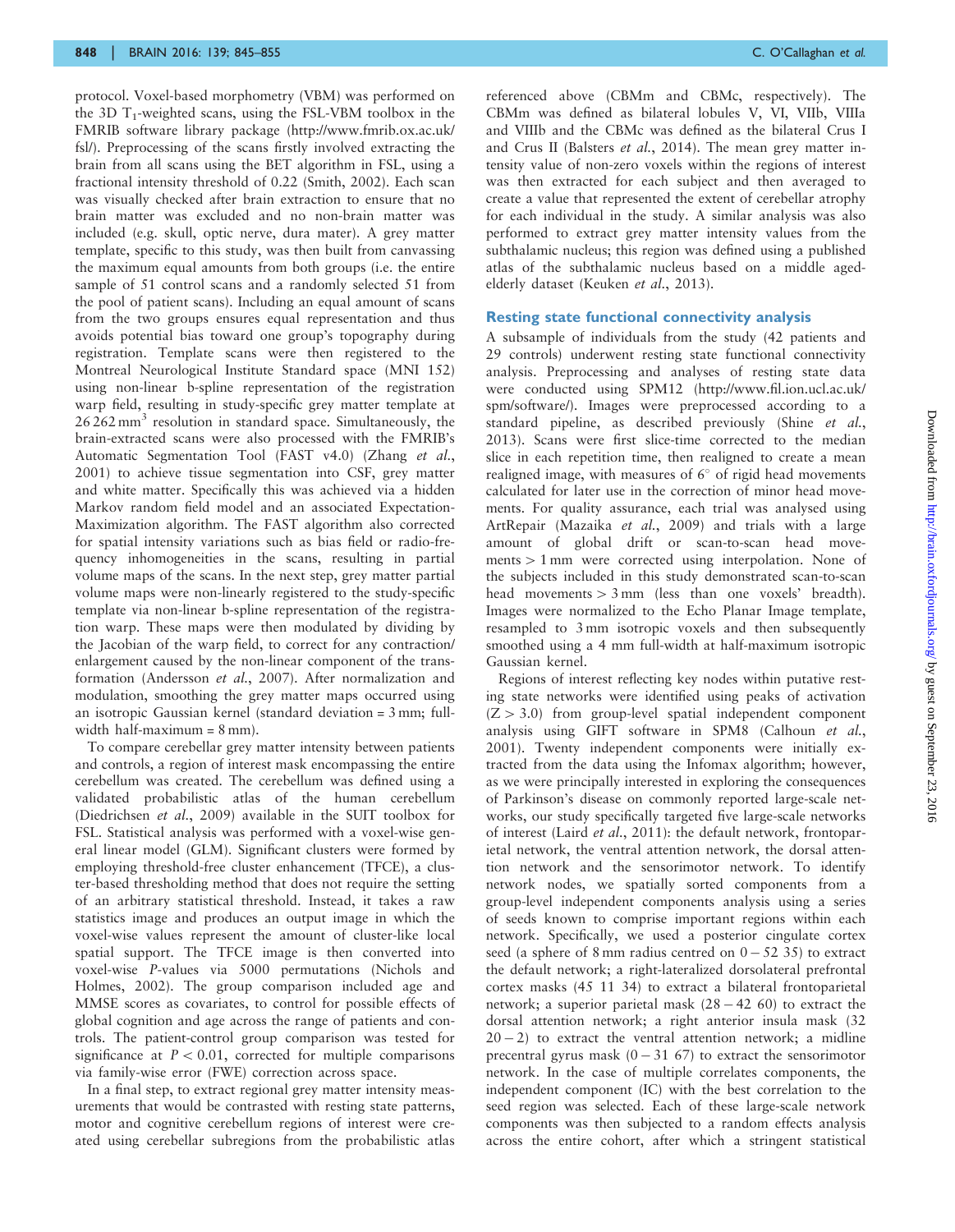protocol. Voxel-based morphometry (VBM) was performed on the 3D $T_1$-weighted scans, using the FSL-VBM toolbox in the FMRIB software library package (http://www.fmrib.ox.ac.uk/fsl/). Preprocessing of the scans firstly involved extracting the brain from all scans using the BET algorithm in FSL, using a fractional intensity threshold of 0.22 (Smith, 2002). Each scan was visually checked after brain extraction to ensure that no brain matter was excluded and no non-brain matter was included (e.g. skull, optic nerve, dura mater). A grey matter template, specific to this study, was then built from canvassing the maximum equal amounts from both groups (i.e. the entire sample of 51 control scans and a randomly selected 51 from the pool of patient scans). Including an equal amount of scans from the two groups ensures equal representation and thus avoids potential bias toward one group's topography during registration. Template scans were then registered to the Montreal Neurological Institute Standard space (MNI 152) using non-linear b-spline representation of the registration warp field, resulting in study-specific grey matter template at 26 262 $mm^3$ resolution in standard space. Simultaneously, the brain-extracted scans were also processed with the FMRIB's Automatic Segmentation Tool (FAST v4.0) (Zhang *et al.*, 2001) to achieve tissue segmentation into CSF, grey matter and white matter. Specifically this was achieved via a hidden Markov random field model and an associated Expectation-Maximization algorithm. The FAST algorithm also corrected for spatial intensity variations such as bias field or radio-frequency inhomogeneities in the scans, resulting in partial volume maps of the scans. In the next step, grey matter partial volume maps were non-linearly registered to the study-specific template via non-linear b-spline representation of the registration warp. These maps were then modulated by dividing by the Jacobian of the warp field, to correct for any contraction/enlargement caused by the non-linear component of the transformation (Andersson *et al.*, 2007). After normalization and modulation, smoothing the grey matter maps occurred using an isotropic Gaussian kernel (standard deviation = 3 mm; full-width half-maximum = 8 mm).

To compare cerebellar grey matter intensity between patients and controls, a region of interest mask encompassing the entire cerebellum was created. The cerebellum was defined using a validated probabilistic atlas of the human cerebellum (Diedrichsen *et al.*, 2009) available in the SUIT toolbox for FSL. Statistical analysis was performed with a voxel-wise general linear model (GLM). Significant clusters were formed by employing threshold-free cluster enhancement (TFCE), a cluster-based thresholding method that does not require the setting of an arbitrary statistical threshold. Instead, it takes a raw statistics image and produces an output image in which the voxel-wise values represent the amount of cluster-like local spatial support. The TFCE image is then converted into voxel-wise *P*-values via 5000 permutations (Nichols and Holmes, 2002). The group comparison included age and MMSE scores as covariates, to control for possible effects of global cognition and age across the range of patients and controls. The patient-control group comparison was tested for significance at $P < 0.01$, corrected for multiple comparisons via family-wise error (FWE) correction across space.

In a final step, to extract regional grey matter intensity measurements that would be contrasted with resting state patterns, motor and cognitive cerebellum regions of interest were created using cerebellar subregions from the probabilistic atlas referenced above (CBMm and CBMc, respectively). The CBMm was defined as bilateral lobules V, VI, VIIb, VIIIa and VIIIb and the CBMc was defined as the bilateral Crus I and Crus II (Balsters *et al.*, 2014). The mean grey matter intensity value of non-zero voxels within the regions of interest was then extracted for each subject and then averaged to create a value that represented the extent of cerebellar atrophy for each individual in the study. A similar analysis was also performed to extract grey matter intensity values from the subthalamic nucleus; this region was defined using a published atlas of the subthalamic nucleus based on a middle aged-elderly dataset (Keuken *et al.*, 2013).

## Resting state functional connectivity analysis

A subsample of individuals from the study (42 patients and 29 controls) underwent resting state functional connectivity analysis. Preprocessing and analyses of resting state data were conducted using SPM12 (http://www.fil.ion.ucl.ac.uk/spm/software/). Images were preprocessed according to a standard pipeline, as described previously (Shine *et al.*, 2013). Scans were first slice-time corrected to the median slice in each repetition time, then realigned to create a mean realigned image, with measures of 6° of rigid head movements calculated for later use in the correction of minor head movements. For quality assurance, each trial was analysed using ArtRepair (Mazaika *et al.*, 2009) and trials with a large amount of global drift or scan-to-scan head movements > 1 mm were corrected using interpolation. None of the subjects included in this study demonstrated scan-to-scan head movements > 3 mm (less than one voxels' breadth). Images were normalized to the Echo Planar Image template, resampled to 3 mm isotropic voxels and then subsequently smoothed using a 4 mm full-width at half-maximum isotropic Gaussian kernel.

Regions of interest reflecting key nodes within putative resting state networks were identified using peaks of activation ($Z > 3.0$) from group-level spatial independent component analysis using GIFT software in SPM8 (Calhoun *et al.*, 2001). Twenty independent components were initially extracted from the data using the Infomax algorithm; however, as we were principally interested in exploring the consequences of Parkinson's disease on commonly reported large-scale networks, our study specifically targeted five large-scale networks of interest (Laird *et al.*, 2011): the default network, frontoparietal network, the ventral attention network, the dorsal attention network and the sensorimotor network. To identify network nodes, we spatially sorted components from a group-level independent components analysis using a series of seeds known to comprise important regions within each network. Specifically, we used a posterior cingulate cortex seed (a sphere of 8 mm radius centred on 0 −52 35) to extract the default network; a right-lateralized dorsolateral prefrontal cortex masks (45 11 34) to extract a bilateral frontoparietal network; a superior parietal mask (28 −42 60) to extract the dorsal attention network; a right anterior insula mask (32 20 −2) to extract the ventral attention network; a midline precentral gyrus mask (0 −31 67) to extract the sensorimotor network. In the case of multiple correlates components, the independent component (IC) with the best correlation to the seed region was selected. Each of these large-scale network components was then subjected to a random effects analysis across the entire cohort, after which a stringent statistical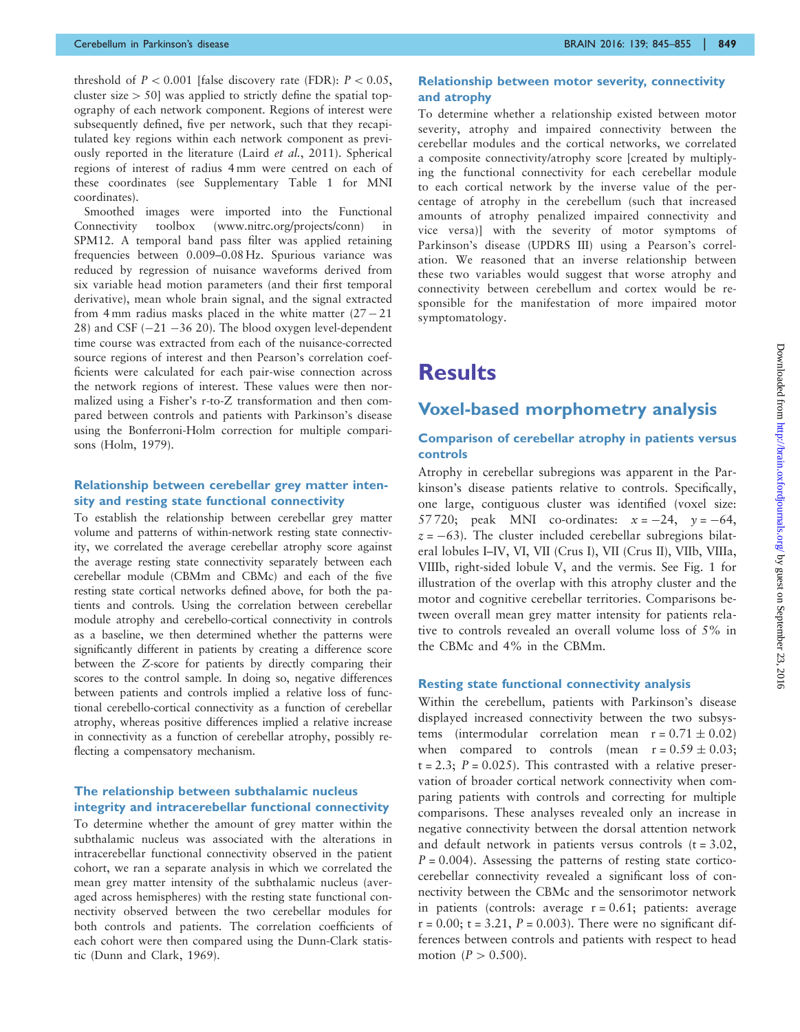threshold of $P < 0.001$ [false discovery rate (FDR): $P < 0.05$, cluster size $> 50$] was applied to strictly define the spatial topography of each network component. Regions of interest were subsequently defined, five per network, such that they recapitulated key regions within each network component as previously reported in the literature (Laird *et al.*, 2011). Spherical regions of interest of radius 4 mm were centred on each of these coordinates (see Supplementary Table 1 for MNI coordinates).

Smoothed images were imported into the Functional Connectivity toolbox (www.nitrc.org/projects/conn) in SPM12. A temporal band pass filter was applied retaining frequencies between 0.009–0.08 Hz. Spurious variance was reduced by regression of nuisance waveforms derived from six variable head motion parameters (and their first temporal derivative), mean whole brain signal, and the signal extracted from 4 mm radius masks placed in the white matter (27 − 21 28) and CSF (−21 −36 20). The blood oxygen level-dependent time course was extracted from each of the nuisance-corrected source regions of interest and then Pearson's correlation coefficients were calculated for each pair-wise connection across the network regions of interest. These values were then normalized using a Fisher's r-to-Z transformation and then compared between controls and patients with Parkinson's disease using the Bonferroni-Holm correction for multiple comparisons (Holm, 1979).

### Relationship between cerebellar grey matter intensity and resting state functional connectivity

To establish the relationship between cerebellar grey matter volume and patterns of within-network resting state connectivity, we correlated the average cerebellar atrophy score against the average resting state connectivity separately between each cerebellar module (CBMm and CBMc) and each of the five resting state cortical networks defined above, for both the patients and controls. Using the correlation between cerebellar module atrophy and cerebello-cortical connectivity in controls as a baseline, we then determined whether the patterns were significantly different in patients by creating a difference score between the *Z*-score for patients by directly comparing their scores to the control sample. In doing so, negative differences between patients and controls implied a relative loss of functional cerebello-cortical connectivity as a function of cerebellar atrophy, whereas positive differences implied a relative increase in connectivity as a function of cerebellar atrophy, possibly reflecting a compensatory mechanism.

### The relationship between subthalamic nucleus integrity and intracerebellar functional connectivity

To determine whether the amount of grey matter within the subthalamic nucleus was associated with the alterations in intracerebellar functional connectivity observed in the patient cohort, we ran a separate analysis in which we correlated the mean grey matter intensity of the subthalamic nucleus (averaged across hemispheres) with the resting state functional connectivity observed between the two cerebellar modules for both controls and patients. The correlation coefficients of each cohort were then compared using the Dunn-Clark statistic (Dunn and Clark, 1969).

### Relationship between motor severity, connectivity and atrophy

To determine whether a relationship existed between motor severity, atrophy and impaired connectivity between the cerebellar modules and the cortical networks, we correlated a composite connectivity/atrophy score [created by multiplying the functional connectivity for each cerebellar module to each cortical network by the inverse value of the percentage of atrophy in the cerebellum (such that increased amounts of atrophy penalized impaired connectivity and vice versa)] with the severity of motor symptoms of Parkinson's disease (UPDRS III) using a Pearson's correlation. We reasoned that an inverse relationship between these two variables would suggest that worse atrophy and connectivity between cerebellum and cortex would be responsible for the manifestation of more impaired motor symptomatology.

# Results

## Voxel-based morphometry analysis

### Comparison of cerebellar atrophy in patients versus controls

Atrophy in cerebellar subregions was apparent in the Parkinson's disease patients relative to controls. Specifically, one large, contiguous cluster was identified (voxel size: 57 720; peak MNI co-ordinates: $x = -24$, $y = -64$, $z = -63$). The cluster included cerebellar subregions bilateral lobules I–IV, VI, VII (Crus I), VII (Crus II), VIIb, VIIIa, VIIIb, right-sided lobule V, and the vermis. See Fig. 1 for illustration of the overlap with this atrophy cluster and the motor and cognitive cerebellar territories. Comparisons between overall mean grey matter intensity for patients relative to controls revealed an overall volume loss of 5% in the CBMc and 4% in the CBMm.

### Resting state functional connectivity analysis

Within the cerebellum, patients with Parkinson's disease displayed increased connectivity between the two subsystems (intermodular correlation mean $r = 0.71 \pm 0.02$) when compared to controls (mean $r = 0.59 \pm 0.03$; $t = 2.3$; $P = 0.025$). This contrasted with a relative preservation of broader cortical network connectivity when comparing patients with controls and correcting for multiple comparisons. These analyses revealed only an increase in negative connectivity between the dorsal attention network and default network in patients versus controls ($t = 3.02$, $P = 0.004$). Assessing the patterns of resting state cortico-cerebellar connectivity revealed a significant loss of connectivity between the CBMc and the sensorimotor network in patients (controls: average $r = 0.61$; patients: average $r = 0.00$; $t = 3.21$, $P = 0.003$). There were no significant differences between controls and patients with respect to head motion ($P > 0.500$).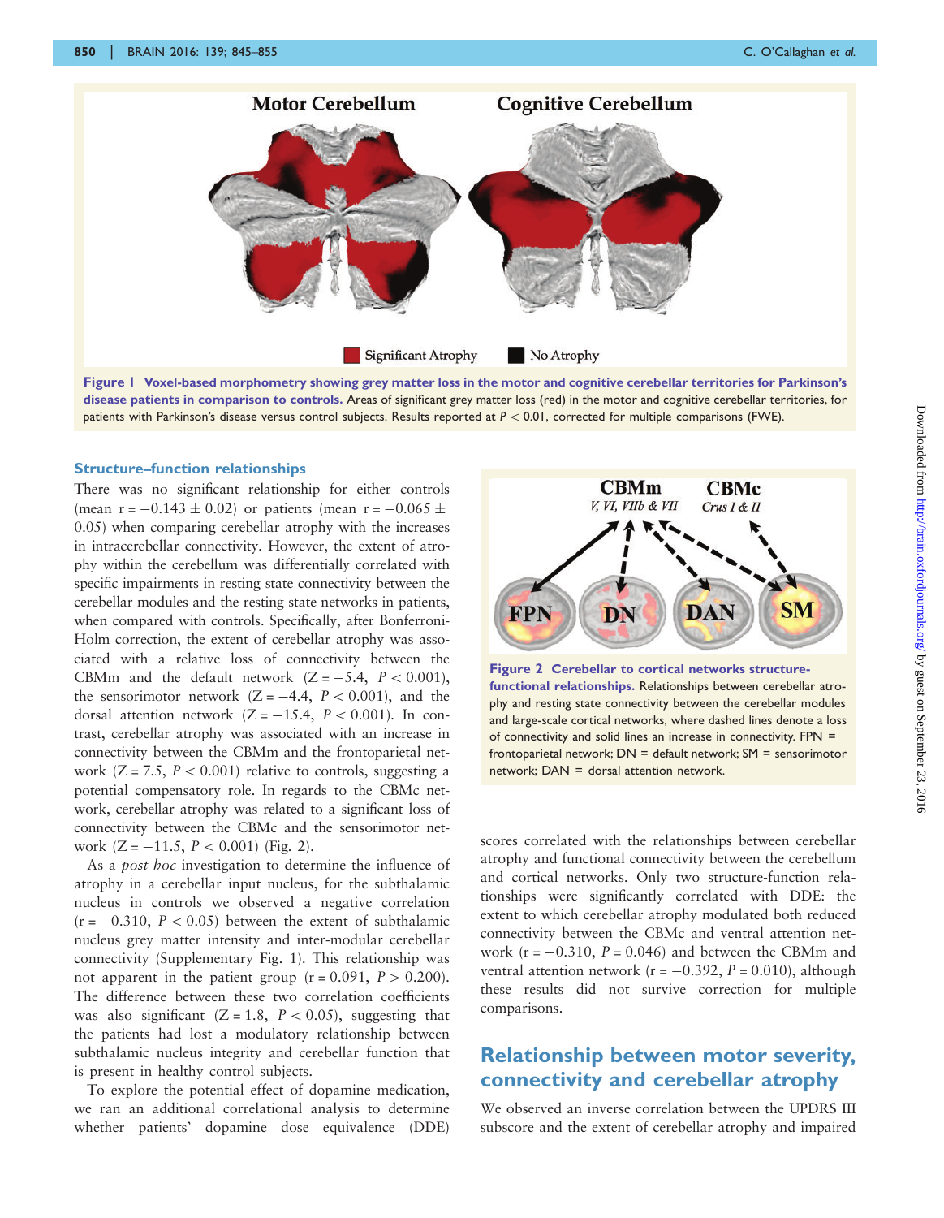Figure 1 Voxel-based morphometry showing grey matter loss in the motor and cognitive cerebellar territories for Parkinson's disease patients in comparison to controls. Areas of significant grey matter loss (red) in the motor and cognitive cerebellar territories, for patients with Parkinson's disease versus control subjects. Results reported at $P < 0.01$, corrected for multiple comparisons (FWE).

### Structure–function relationships

There was no significant relationship for either controls (mean $r = -0.143 \pm 0.02$) or patients (mean $r = -0.065 \pm 0.05$) when comparing cerebellar atrophy with the increases in intracerebellar connectivity. However, the extent of atrophy within the cerebellum was differentially correlated with specific impairments in resting state connectivity between the cerebellar modules and the resting state networks in patients, when compared with controls. Specifically, after Bonferroni-Holm correction, the extent of cerebellar atrophy was associated with a relative loss of connectivity between the CBMm and the default network ($Z = -5.4$, $P < 0.001$), the sensorimotor network ($Z = -4.4$, $P < 0.001$), and the dorsal attention network ($Z = -15.4$, $P < 0.001$). In contrast, cerebellar atrophy was associated with an increase in connectivity between the CBMm and the frontoparietal network ($Z = 7.5$, $P < 0.001$) relative to controls, suggesting a potential compensatory role. In regards to the CBMc network, cerebellar atrophy was related to a significant loss of connectivity between the CBMc and the sensorimotor network ($Z = -11.5$, $P < 0.001$) (Fig. 2).

As a *post hoc* investigation to determine the influence of atrophy in a cerebellar input nucleus, for the subthalamic nucleus in controls we observed a negative correlation ($r = -0.310$, $P < 0.05$) between the extent of subthalamic nucleus grey matter intensity and inter-modular cerebellar connectivity (Supplementary Fig. 1). This relationship was not apparent in the patient group ($r = 0.091$, $P > 0.200$). The difference between these two correlation coefficients was also significant ($Z = 1.8$, $P < 0.05$), suggesting that the patients had lost a modulatory relationship between subthalamic nucleus integrity and cerebellar function that is present in healthy control subjects.

To explore the potential effect of dopamine medication, we ran an additional correlational analysis to determine whether patients' dopamine dose equivalence (DDE) scores correlated with the relationships between cerebellar atrophy and functional connectivity between the cerebellum and cortical networks. Only two structure-function relationships were significantly correlated with DDE: the extent to which cerebellar atrophy modulated both reduced connectivity between the CBMc and ventral attention network ($r = -0.310$, $P = 0.046$) and between the CBMm and ventral attention network ($r = -0.392$, $P = 0.010$), although these results did not survive correction for multiple comparisons.

Figure 2 Cerebellar to cortical networks structure-functional relationships. Relationships between cerebellar atrophy and resting state connectivity between the cerebellar modules and large-scale cortical networks, where dashed lines denote a loss of connectivity and solid lines an increase in connectivity. FPN = frontoparietal network; DN = default network; SM = sensorimotor network; DAN = dorsal attention network.

## Relationship between motor severity, connectivity and cerebellar atrophy

We observed an inverse correlation between the UPDRS III subscore and the extent of cerebellar atrophy and impaired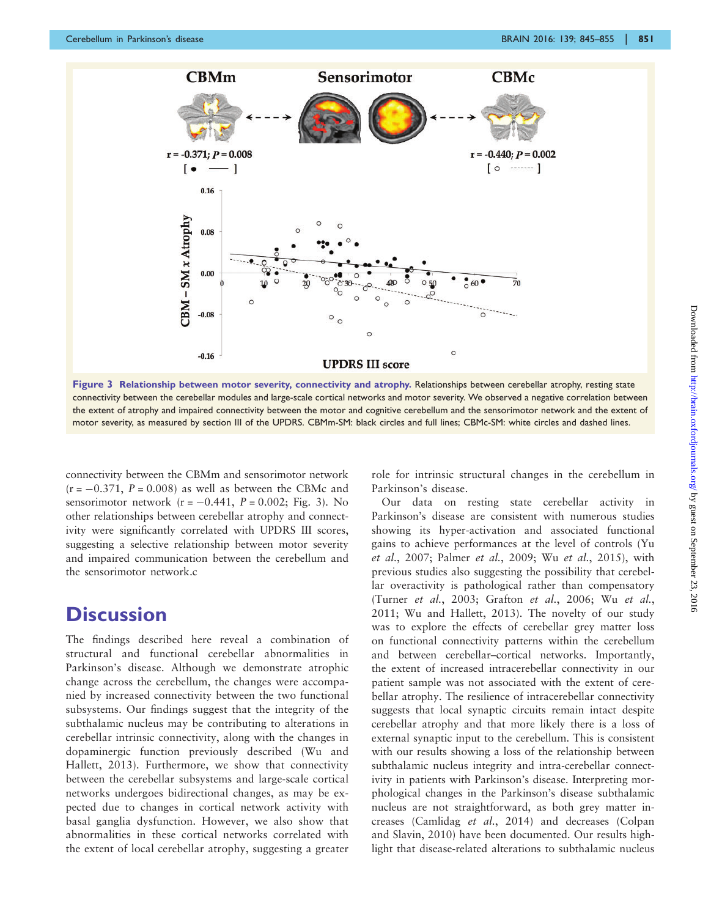CBMm

Sensorimotor

CBMc

r = -0.371; *P* = 0.008

[ ● —— ]

r = -0.440; *P* = 0.002

[ ○ ------ ]

CBM – SM x Atrophy

0.16

0.08

0.00

-0.08

-0.16

0 10 20 30 40 50 60 70

UPDRS III score

**Figure 3 Relationship between motor severity, connectivity and atrophy.** Relationships between cerebellar atrophy, resting state connectivity between the cerebellar modules and large-scale cortical networks and motor severity. We observed a negative correlation between the extent of atrophy and impaired connectivity between the motor and cognitive cerebellum and the sensorimotor network and the extent of motor severity, as measured by section III of the UPDRS. CBMm-SM: black circles and full lines; CBMc-SM: white circles and dashed lines.

connectivity between the CBMm and sensorimotor network (r = −0.371, *P* = 0.008) as well as between the CBMc and sensorimotor network (r = −0.441, *P* = 0.002; Fig. 3). No other relationships between cerebellar atrophy and connectivity were significantly correlated with UPDRS III scores, suggesting a selective relationship between motor severity and impaired communication between the cerebellum and the sensorimotor network.c

# Discussion

The findings described here reveal a combination of structural and functional cerebellar abnormalities in Parkinson's disease. Although we demonstrate atrophic change across the cerebellum, the changes were accompanied by increased connectivity between the two functional subsystems. Our findings suggest that the integrity of the subthalamic nucleus may be contributing to alterations in cerebellar intrinsic connectivity, along with the changes in dopaminergic function previously described (Wu and Hallett, 2013). Furthermore, we show that connectivity between the cerebellar subsystems and large-scale cortical networks undergoes bidirectional changes, as may be expected due to changes in cortical network activity with basal ganglia dysfunction. However, we also show that abnormalities in these cortical networks correlated with the extent of local cerebellar atrophy, suggesting a greater role for intrinsic structural changes in the cerebellum in Parkinson's disease.

Our data on resting state cerebellar activity in Parkinson's disease are consistent with numerous studies showing its hyper-activation and associated functional gains to achieve performances at the level of controls (Yu *et al.*, 2007; Palmer *et al.*, 2009; Wu *et al.*, 2015), with previous studies also suggesting the possibility that cerebellar overactivity is pathological rather than compensatory (Turner *et al.*, 2003; Grafton *et al.*, 2006; Wu *et al.*, 2011; Wu and Hallett, 2013). The novelty of our study was to explore the effects of cerebellar grey matter loss on functional connectivity patterns within the cerebellum and between cerebellar–cortical networks. Importantly, the extent of increased intracerebellar connectivity in our patient sample was not associated with the extent of cerebellar atrophy. The resilience of intracerebellar connectivity suggests that local synaptic circuits remain intact despite cerebellar atrophy and that more likely there is a loss of external synaptic input to the cerebellum. This is consistent with our results showing a loss of the relationship between subthalamic nucleus integrity and intra-cerebellar connectivity in patients with Parkinson's disease. Interpreting morphological changes in the Parkinson's disease subthalamic nucleus are not straightforward, as both grey matter increases (Camlidag *et al.*, 2014) and decreases (Colpan and Slavin, 2010) have been documented. Our results highlight that disease-related alterations to subthalamic nucleus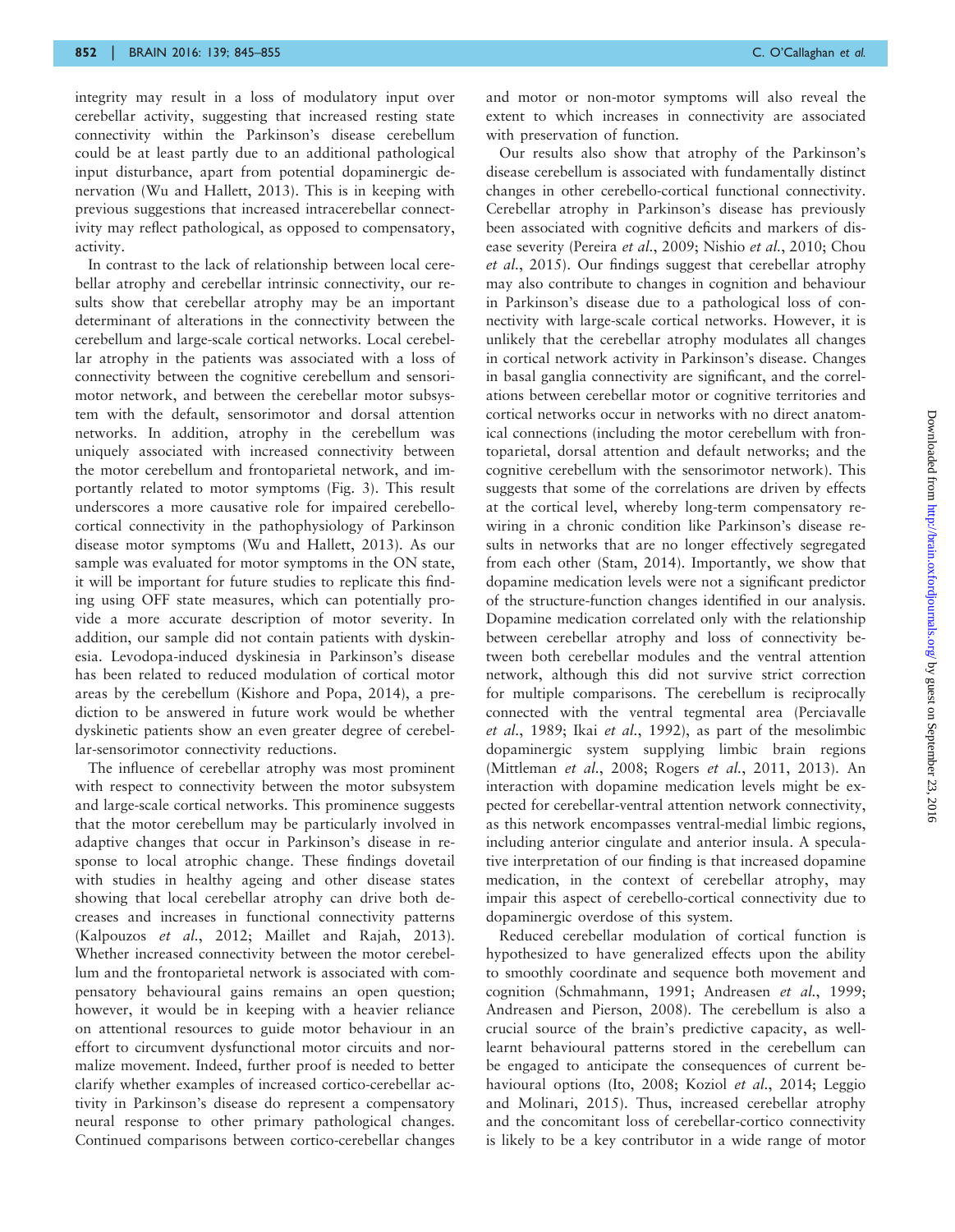integrity may result in a loss of modulatory input over cerebellar activity, suggesting that increased resting state connectivity within the Parkinson's disease cerebellum could be at least partly due to an additional pathological input disturbance, apart from potential dopaminergic denervation (Wu and Hallett, 2013). This is in keeping with previous suggestions that increased intracerebellar connectivity may reflect pathological, as opposed to compensatory, activity.

In contrast to the lack of relationship between local cerebellar atrophy and cerebellar intrinsic connectivity, our results show that cerebellar atrophy may be an important determinant of alterations in the connectivity between the cerebellum and large-scale cortical networks. Local cerebellar atrophy in the patients was associated with a loss of connectivity between the cognitive cerebellum and sensorimotor network, and between the cerebellar motor subsystem with the default, sensorimotor and dorsal attention networks. In addition, atrophy in the cerebellum was uniquely associated with increased connectivity between the motor cerebellum and frontoparietal network, and importantly related to motor symptoms (Fig. 3). This result underscores a more causative role for impaired cerebello-cortical connectivity in the pathophysiology of Parkinson disease motor symptoms (Wu and Hallett, 2013). As our sample was evaluated for motor symptoms in the ON state, it will be important for future studies to replicate this finding using OFF state measures, which can potentially provide a more accurate description of motor severity. In addition, our sample did not contain patients with dyskinesia. Levodopa-induced dyskinesia in Parkinson's disease has been related to reduced modulation of cortical motor areas by the cerebellum (Kishore and Popa, 2014), a prediction to be answered in future work would be whether dyskinetic patients show an even greater degree of cerebellar-sensorimotor connectivity reductions.

The influence of cerebellar atrophy was most prominent with respect to connectivity between the motor subsystem and large-scale cortical networks. This prominence suggests that the motor cerebellum may be particularly involved in adaptive changes that occur in Parkinson's disease in response to local atrophic change. These findings dovetail with studies in healthy ageing and other disease states showing that local cerebellar atrophy can drive both decreases and increases in functional connectivity patterns (Kalpouzos *et al.*, 2012; Maillet and Rajah, 2013). Whether increased connectivity between the motor cerebellum and the frontoparietal network is associated with compensatory behavioural gains remains an open question; however, it would be in keeping with a heavier reliance on attentional resources to guide motor behaviour in an effort to circumvent dysfunctional motor circuits and normalize movement. Indeed, further proof is needed to better clarify whether examples of increased cortico-cerebellar activity in Parkinson's disease do represent a compensatory neural response to other primary pathological changes. Continued comparisons between cortico-cerebellar changes and motor or non-motor symptoms will also reveal the extent to which increases in connectivity are associated with preservation of function.

Our results also show that atrophy of the Parkinson's disease cerebellum is associated with fundamentally distinct changes in other cerebello-cortical functional connectivity. Cerebellar atrophy in Parkinson's disease has previously been associated with cognitive deficits and markers of disease severity (Pereira *et al.*, 2009; Nishio *et al.*, 2010; Chou *et al.*, 2015). Our findings suggest that cerebellar atrophy may also contribute to changes in cognition and behaviour in Parkinson's disease due to a pathological loss of connectivity with large-scale cortical networks. However, it is unlikely that the cerebellar atrophy modulates all changes in cortical network activity in Parkinson's disease. Changes in basal ganglia connectivity are significant, and the correlations between cerebellar motor or cognitive territories and cortical networks occur in networks with no direct anatomical connections (including the motor cerebellum with frontoparietal, dorsal attention and default networks; and the cognitive cerebellum with the sensorimotor network). This suggests that some of the correlations are driven by effects at the cortical level, whereby long-term compensatory rewiring in a chronic condition like Parkinson's disease results in networks that are no longer effectively segregated from each other (Stam, 2014). Importantly, we show that dopamine medication levels were not a significant predictor of the structure-function changes identified in our analysis. Dopamine medication correlated only with the relationship between cerebellar atrophy and loss of connectivity between both cerebellar modules and the ventral attention network, although this did not survive strict correction for multiple comparisons. The cerebellum is reciprocally connected with the ventral tegmental area (Perciavalle *et al.*, 1989; Ikai *et al.*, 1992), as part of the mesolimbic dopaminergic system supplying limbic brain regions (Mittleman *et al.*, 2008; Rogers *et al.*, 2011, 2013). An interaction with dopamine medication levels might be expected for cerebellar-ventral attention network connectivity, as this network encompasses ventral-medial limbic regions, including anterior cingulate and anterior insula. A speculative interpretation of our finding is that increased dopamine medication, in the context of cerebellar atrophy, may impair this aspect of cerebello-cortical connectivity due to dopaminergic overdose of this system.

Reduced cerebellar modulation of cortical function is hypothesized to have generalized effects upon the ability to smoothly coordinate and sequence both movement and cognition (Schmahmann, 1991; Andreasen *et al.*, 1999; Andreasen and Pierson, 2008). The cerebellum is also a crucial source of the brain's predictive capacity, as well-learnt behavioural patterns stored in the cerebellum can be engaged to anticipate the consequences of current behavioural options (Ito, 2008; Koziol *et al.*, 2014; Leggio and Molinari, 2015). Thus, increased cerebellar atrophy and the concomitant loss of cerebellar-cortico connectivity is likely to be a key contributor in a wide range of motor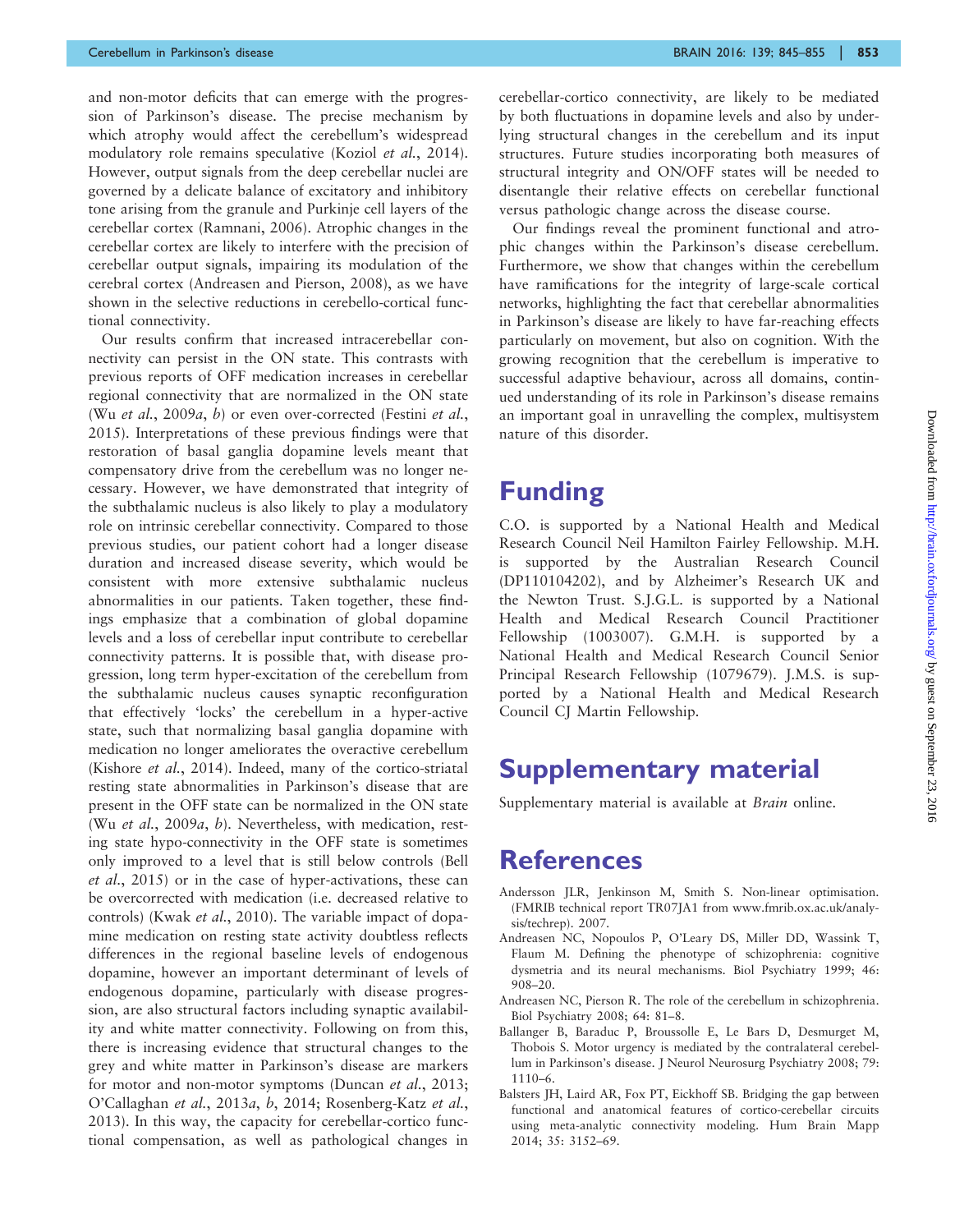and non-motor deficits that can emerge with the progression of Parkinson's disease. The precise mechanism by which atrophy would affect the cerebellum's widespread modulatory role remains speculative (Koziol *et al.*, 2014). However, output signals from the deep cerebellar nuclei are governed by a delicate balance of excitatory and inhibitory tone arising from the granule and Purkinje cell layers of the cerebellar cortex (Ramnani, 2006). Atrophic changes in the cerebellar cortex are likely to interfere with the precision of cerebellar output signals, impairing its modulation of the cerebral cortex (Andreasen and Pierson, 2008), as we have shown in the selective reductions in cerebello-cortical functional connectivity.

Our results confirm that increased intracerebellar connectivity can persist in the ON state. This contrasts with previous reports of OFF medication increases in cerebellar regional connectivity that are normalized in the ON state (Wu *et al.*, 2009*a*, *b*) or even over-corrected (Festini *et al.*, 2015). Interpretations of these previous findings were that restoration of basal ganglia dopamine levels meant that compensatory drive from the cerebellum was no longer necessary. However, we have demonstrated that integrity of the subthalamic nucleus is also likely to play a modulatory role on intrinsic cerebellar connectivity. Compared to those previous studies, our patient cohort had a longer disease duration and increased disease severity, which would be consistent with more extensive subthalamic nucleus abnormalities in our patients. Taken together, these findings emphasize that a combination of global dopamine levels and a loss of cerebellar input contribute to cerebellar connectivity patterns. It is possible that, with disease progression, long term hyper-excitation of the cerebellum from the subthalamic nucleus causes synaptic reconfiguration that effectively 'locks' the cerebellum in a hyper-active state, such that normalizing basal ganglia dopamine with medication no longer ameliorates the overactive cerebellum (Kishore *et al.*, 2014). Indeed, many of the cortico-striatal resting state abnormalities in Parkinson's disease that are present in the OFF state can be normalized in the ON state (Wu *et al.*, 2009*a*, *b*). Nevertheless, with medication, resting state hypo-connectivity in the OFF state is sometimes only improved to a level that is still below controls (Bell *et al.*, 2015) or in the case of hyper-activations, these can be overcorrected with medication (i.e. decreased relative to controls) (Kwak *et al.*, 2010). The variable impact of dopamine medication on resting state activity doubtless reflects differences in the regional baseline levels of endogenous dopamine, however an important determinant of levels of endogenous dopamine, particularly with disease progression, are also structural factors including synaptic availability and white matter connectivity. Following on from this, there is increasing evidence that structural changes to the grey and white matter in Parkinson's disease are markers for motor and non-motor symptoms (Duncan *et al.*, 2013; O'Callaghan *et al.*, 2013*a*, *b*, 2014; Rosenberg-Katz *et al.*, 2013). In this way, the capacity for cerebellar-cortico functional compensation, as well as pathological changes in cerebellar-cortico connectivity, are likely to be mediated by both fluctuations in dopamine levels and also by underlying structural changes in the cerebellum and its input structures. Future studies incorporating both measures of structural integrity and ON/OFF states will be needed to disentangle their relative effects on cerebellar functional versus pathologic change across the disease course.

Our findings reveal the prominent functional and atrophic changes within the Parkinson's disease cerebellum. Furthermore, we show that changes within the cerebellum have ramifications for the integrity of large-scale cortical networks, highlighting the fact that cerebellar abnormalities in Parkinson's disease are likely to have far-reaching effects particularly on movement, but also on cognition. With the growing recognition that the cerebellum is imperative to successful adaptive behaviour, across all domains, continued understanding of its role in Parkinson's disease remains an important goal in unravelling the complex, multisystem nature of this disorder.

# Funding

C.O. is supported by a National Health and Medical Research Council Neil Hamilton Fairley Fellowship. M.H. is supported by the Australian Research Council (DP110104202), and by Alzheimer's Research UK and the Newton Trust. S.J.G.L. is supported by a National Health and Medical Research Council Practitioner Fellowship (1003007). G.M.H. is supported by a National Health and Medical Research Council Senior Principal Research Fellowship (1079679). J.M.S. is supported by a National Health and Medical Research Council CJ Martin Fellowship.

# Supplementary material

Supplementary material is available at *Brain* online.

# References

Andersson JLR, Jenkinson M, Smith S. Non-linear optimisation. (FMRIB technical report TR07JA1 from www.fmrib.ox.ac.uk/analysis/techrep). 2007.

Andreasen NC, Nopoulos P, O'Leary DS, Miller DD, Wassink T, Flaum M. Defining the phenotype of schizophrenia: cognitive dysmetria and its neural mechanisms. Biol Psychiatry 1999; 46: 908–20.

Andreasen NC, Pierson R. The role of the cerebellum in schizophrenia. Biol Psychiatry 2008; 64: 81–8.

Ballanger B, Baraduc P, Broussolle E, Le Bars D, Desmurget M, Thobois S. Motor urgency is mediated by the contralateral cerebellum in Parkinson's disease. J Neurol Neurosurg Psychiatry 2008; 79: 1110–6.

Balsters JH, Laird AR, Fox PT, Eickhoff SB. Bridging the gap between functional and anatomical features of cortico-cerebellar circuits using meta-analytic connectivity modeling. Hum Brain Mapp 2014; 35: 3152–69.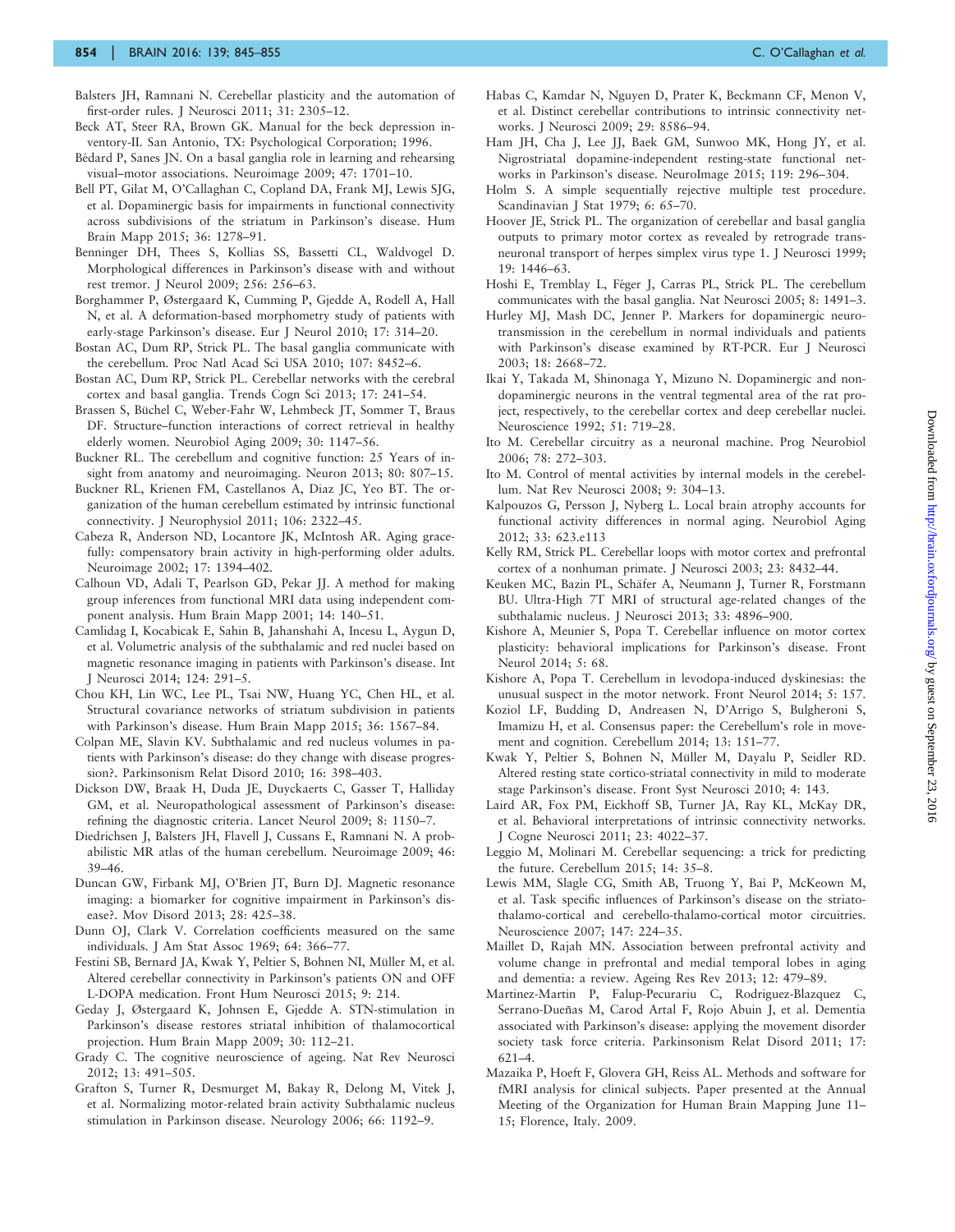Balsters JH, Ramnani N. Cerebellar plasticity and the automation of first-order rules. J Neurosci 2011; 31: 2305–12.

Beck AT, Steer RA, Brown GK. Manual for the beck depression inventory-II. San Antonio, TX: Psychological Corporation; 1996.

Bédard P, Sanes JN. On a basal ganglia role in learning and rehearsing visual–motor associations. Neuroimage 2009; 47: 1701–10.

Bell PT, Gilat M, O'Callaghan C, Copland DA, Frank MJ, Lewis SJG, et al. Dopaminergic basis for impairments in functional connectivity across subdivisions of the striatum in Parkinson's disease. Hum Brain Mapp 2015; 36: 1278–91.

Benninger DH, Thees S, Kollias SS, Bassetti CL, Waldvogel D. Morphological differences in Parkinson's disease with and without rest tremor. J Neurol 2009; 256: 256–63.

Borghammer P, Østergaard K, Cumming P, Gjedde A, Rodell A, Hall N, et al. A deformation-based morphometry study of patients with early-stage Parkinson's disease. Eur J Neurol 2010; 17: 314–20.

Bostan AC, Dum RP, Strick PL. The basal ganglia communicate with the cerebellum. Proc Natl Acad Sci USA 2010; 107: 8452–6.

Bostan AC, Dum RP, Strick PL. Cerebellar networks with the cerebral cortex and basal ganglia. Trends Cogn Sci 2013; 17: 241–54.

Brassen S, Büchel C, Weber-Fahr W, Lehmbeck JT, Sommer T, Braus DF. Structure–function interactions of correct retrieval in healthy elderly women. Neurobiol Aging 2009; 30: 1147–56.

Buckner RL. The cerebellum and cognitive function: 25 Years of insight from anatomy and neuroimaging. Neuron 2013; 80: 807–15.

Buckner RL, Krienen FM, Castellanos A, Diaz JC, Yeo BT. The organization of the human cerebellum estimated by intrinsic functional connectivity. J Neurophysiol 2011; 106: 2322–45.

Cabeza R, Anderson ND, Locantore JK, McIntosh AR. Aging gracefully: compensatory brain activity in high-performing older adults. Neuroimage 2002; 17: 1394–402.

Calhoun VD, Adali T, Pearlson GD, Pekar JJ. A method for making group inferences from functional MRI data using independent component analysis. Hum Brain Mapp 2001; 14: 140–51.

Camlidag I, Kocabicak E, Sahin B, Jahanshahi A, Incesu L, Aygun D, et al. Volumetric analysis of the subthalamic and red nuclei based on magnetic resonance imaging in patients with Parkinson's disease. Int J Neurosci 2014; 124: 291–5.

Chou KH, Lin WC, Lee PL, Tsai NW, Huang YC, Chen HL, et al. Structural covariance networks of striatum subdivision in patients with Parkinson's disease. Hum Brain Mapp 2015; 36: 1567–84.

Colpan ME, Slavin KV. Subthalamic and red nucleus volumes in patients with Parkinson's disease: do they change with disease progression?. Parkinsonism Relat Disord 2010; 16: 398–403.

Dickson DW, Braak H, Duda JE, Duyckaerts C, Gasser T, Halliday GM, et al. Neuropathological assessment of Parkinson's disease: refining the diagnostic criteria. Lancet Neurol 2009; 8: 1150–7.

Diedrichsen J, Balsters JH, Flavell J, Cussans E, Ramnani N. A probabilistic MR atlas of the human cerebellum. Neuroimage 2009; 46: 39–46.

Duncan GW, Firbank MJ, O'Brien JT, Burn DJ. Magnetic resonance imaging: a biomarker for cognitive impairment in Parkinson's disease?. Mov Disord 2013; 28: 425–38.

Dunn OJ, Clark V. Correlation coefficients measured on the same individuals. J Am Stat Assoc 1969; 64: 366–77.

Festini SB, Bernard JA, Kwak Y, Peltier S, Bohnen NI, Müller M, et al. Altered cerebellar connectivity in Parkinson's patients ON and OFF L-DOPA medication. Front Hum Neurosci 2015; 9: 214.

Geday J, Østergaard K, Johnsen E, Gjedde A. STN-stimulation in Parkinson's disease restores striatal inhibition of thalamocortical projection. Hum Brain Mapp 2009; 30: 112–21.

Grady C. The cognitive neuroscience of ageing. Nat Rev Neurosci 2012; 13: 491–505.

Grafton S, Turner R, Desmurget M, Bakay R, Delong M, Vitek J, et al. Normalizing motor-related brain activity Subthalamic nucleus stimulation in Parkinson disease. Neurology 2006; 66: 1192–9.

Habas C, Kamdar N, Nguyen D, Prater K, Beckmann CF, Menon V, et al. Distinct cerebellar contributions to intrinsic connectivity networks. J Neurosci 2009; 29: 8586–94.

Ham JH, Cha J, Lee JJ, Baek GM, Sunwoo MK, Hong JY, et al. Nigrostriatal dopamine-independent resting-state functional networks in Parkinson's disease. NeuroImage 2015; 119: 296–304.

Holm S. A simple sequentially rejective multiple test procedure. Scandinavian J Stat 1979; 6: 65–70.

Hoover JE, Strick PL. The organization of cerebellar and basal ganglia outputs to primary motor cortex as revealed by retrograde transneuronal transport of herpes simplex virus type 1. J Neurosci 1999; 19: 1446–63.

Hoshi E, Tremblay L, Féger J, Carras PL, Strick PL. The cerebellum communicates with the basal ganglia. Nat Neurosci 2005; 8: 1491–3.

Hurley MJ, Mash DC, Jenner P. Markers for dopaminergic neurotransmission in the cerebellum in normal individuals and patients with Parkinson's disease examined by RT-PCR. Eur J Neurosci 2003; 18: 2668–72.

Ikai Y, Takada M, Shinonaga Y, Mizuno N. Dopaminergic and non-dopaminergic neurons in the ventral tegmental area of the rat project, respectively, to the cerebellar cortex and deep cerebellar nuclei. Neuroscience 1992; 51: 719–28.

Ito M. Cerebellar circuitry as a neuronal machine. Prog Neurobiol 2006; 78: 272–303.

Ito M. Control of mental activities by internal models in the cerebellum. Nat Rev Neurosci 2008; 9: 304–13.

Kalpouzos G, Persson J, Nyberg L. Local brain atrophy accounts for functional activity differences in normal aging. Neurobiol Aging 2012; 33: 623.e113

Kelly RM, Strick PL. Cerebellar loops with motor cortex and prefrontal cortex of a nonhuman primate. J Neurosci 2003; 23: 8432–44.

Keuken MC, Bazin PL, Schäfer A, Neumann J, Turner R, Forstmann BU. Ultra-High 7T MRI of structural age-related changes of the subthalamic nucleus. J Neurosci 2013; 33: 4896–900.

Kishore A, Meunier S, Popa T. Cerebellar influence on motor cortex plasticity: behavioral implications for Parkinson's disease. Front Neurol 2014; 5: 68.

Kishore A, Popa T. Cerebellum in levodopa-induced dyskinesias: the unusual suspect in the motor network. Front Neurol 2014; 5: 157.

Koziol LF, Budding D, Andreasen N, D'Arrigo S, Bulgheroni S, Imamizu H, et al. Consensus paper: the Cerebellum's role in movement and cognition. Cerebellum 2014; 13: 151–77.

Kwak Y, Peltier S, Bohnen N, Müller M, Dayalu P, Seidler RD. Altered resting state cortico-striatal connectivity in mild to moderate stage Parkinson's disease. Front Syst Neurosci 2010; 4: 143.

Laird AR, Fox PM, Eickhoff SB, Turner JA, Ray KL, McKay DR, et al. Behavioral interpretations of intrinsic connectivity networks. J Cogne Neurosci 2011; 23: 4022–37.

Leggio M, Molinari M. Cerebellar sequencing: a trick for predicting the future. Cerebellum 2015; 14: 35–8.

Lewis MM, Slagle CG, Smith AB, Truong Y, Bai P, McKeown M, et al. Task specific influences of Parkinson's disease on the striato-thalamo-cortical and cerebello-thalamo-cortical motor circuitries. Neuroscience 2007; 147: 224–35.

Maillet D, Rajah MN. Association between prefrontal activity and volume change in prefrontal and medial temporal lobes in aging and dementia: a review. Ageing Res Rev 2013; 12: 479–89.

Martinez-Martin P, Falup-Pecurariu C, Rodriguez-Blazquez C, Serrano-Dueñas M, Carod Artal F, Rojo Abuin J, et al. Dementia associated with Parkinson's disease: applying the movement disorder society task force criteria. Parkinsonism Relat Disord 2011; 17: 621–4.

Mazaika P, Hoeft F, Glovera GH, Reiss AL. Methods and software for fMRI analysis for clinical subjects. Paper presented at the Annual Meeting of the Organization for Human Brain Mapping June 11–15; Florence, Italy. 2009.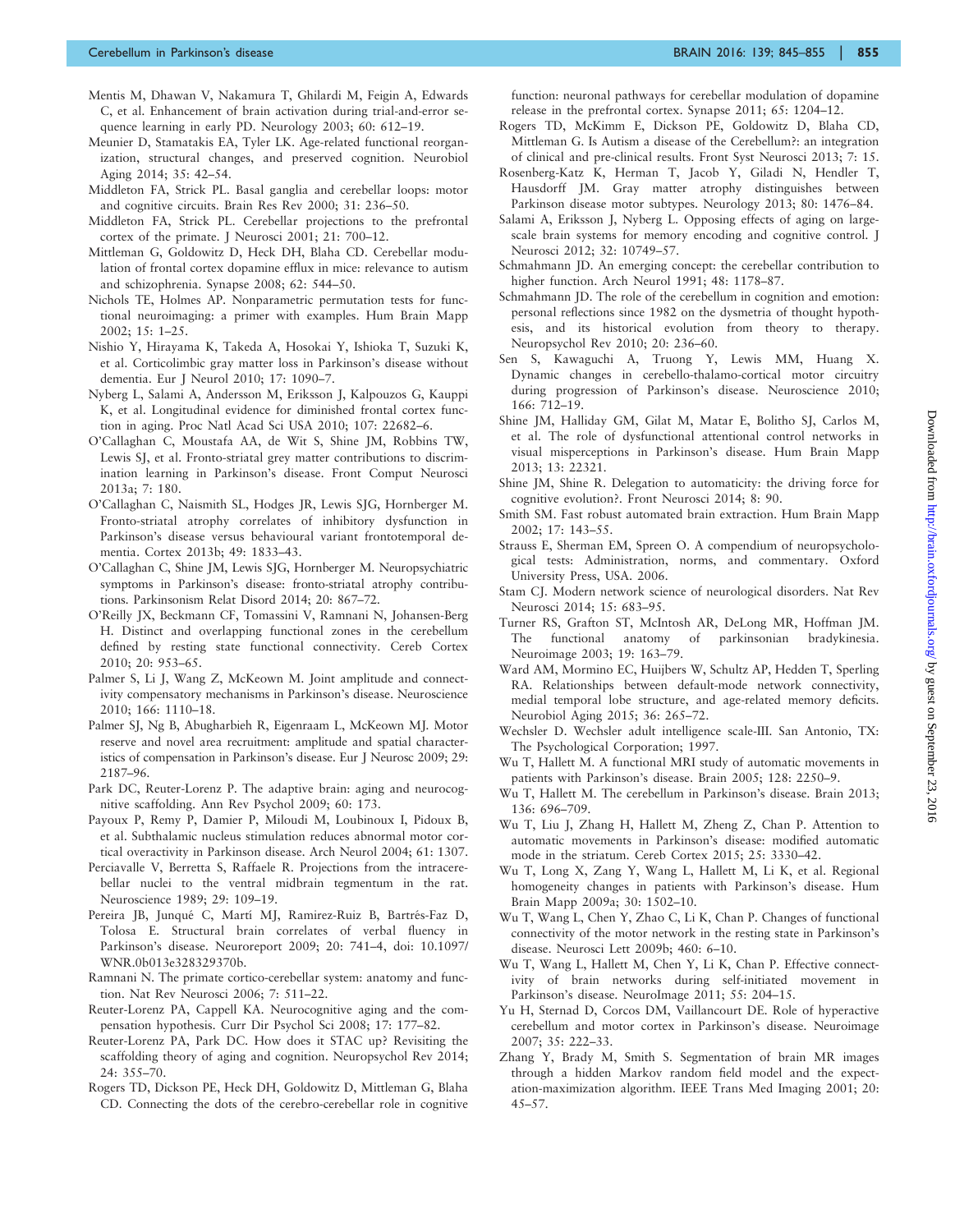Mentis M, Dhawan V, Nakamura T, Ghilardi M, Feigin A, Edwards C, et al. Enhancement of brain activation during trial-and-error sequence learning in early PD. Neurology 2003; 60: 612–19.

Meunier D, Stamatakis EA, Tyler LK. Age-related functional reorganization, structural changes, and preserved cognition. Neurobiol Aging 2014; 35: 42–54.

Middleton FA, Strick PL. Basal ganglia and cerebellar loops: motor and cognitive circuits. Brain Res Rev 2000; 31: 236–50.

Middleton FA, Strick PL. Cerebellar projections to the prefrontal cortex of the primate. J Neurosci 2001; 21: 700–12.

Mittleman G, Goldowitz D, Heck DH, Blaha CD. Cerebellar modulation of frontal cortex dopamine efflux in mice: relevance to autism and schizophrenia. Synapse 2008; 62: 544–50.

Nichols TE, Holmes AP. Nonparametric permutation tests for functional neuroimaging: a primer with examples. Hum Brain Mapp 2002; 15: 1–25.

Nishio Y, Hirayama K, Takeda A, Hosokai Y, Ishioka T, Suzuki K, et al. Corticolimbic gray matter loss in Parkinson's disease without dementia. Eur J Neurol 2010; 17: 1090–7.

Nyberg L, Salami A, Andersson M, Eriksson J, Kalpouzos G, Kauppi K, et al. Longitudinal evidence for diminished frontal cortex function in aging. Proc Natl Acad Sci USA 2010; 107: 22682–6.

O'Callaghan C, Moustafa AA, de Wit S, Shine JM, Robbins TW, Lewis SJ, et al. Fronto-striatal grey matter contributions to discrimination learning in Parkinson's disease. Front Comput Neurosci 2013a; 7: 180.

O'Callaghan C, Naismith SL, Hodges JR, Lewis SJG, Hornberger M. Fronto-striatal atrophy correlates of inhibitory dysfunction in Parkinson's disease versus behavioural variant frontotemporal dementia. Cortex 2013b; 49: 1833–43.

O'Callaghan C, Shine JM, Lewis SJG, Hornberger M. Neuropsychiatric symptoms in Parkinson's disease: fronto-striatal atrophy contributions. Parkinsonism Relat Disord 2014; 20: 867–72.

O'Reilly JX, Beckmann CF, Tomassini V, Ramnani N, Johansen-Berg H. Distinct and overlapping functional zones in the cerebellum defined by resting state functional connectivity. Cereb Cortex 2010; 20: 953–65.

Palmer S, Li J, Wang Z, McKeown M. Joint amplitude and connectivity compensatory mechanisms in Parkinson's disease. Neuroscience 2010; 166: 1110–18.

Palmer SJ, Ng B, Abugharbieh R, Eigenraam L, McKeown MJ. Motor reserve and novel area recruitment: amplitude and spatial characteristics of compensation in Parkinson's disease. Eur J Neurosc 2009; 29: 2187–96.

Park DC, Reuter-Lorenz P. The adaptive brain: aging and neurocognitive scaffolding. Ann Rev Psychol 2009; 60: 173.

Payoux P, Remy P, Damier P, Miloudi M, Loubinoux I, Pidoux B, et al. Subthalamic nucleus stimulation reduces abnormal motor cortical overactivity in Parkinson disease. Arch Neurol 2004; 61: 1307.

Perciavalle V, Berretta S, Raffaele R. Projections from the intracerebellar nuclei to the ventral midbrain tegmentum in the rat. Neuroscience 1989; 29: 109–19.

Pereira JB, Junqué C, Martí MJ, Ramirez-Ruiz B, Bartrés-Faz D, Tolosa E. Structural brain correlates of verbal fluency in Parkinson's disease. Neuroreport 2009; 20: 741–4, doi: 10.1097/WNR.0b013e328329370b.

Ramnani N. The primate cortico-cerebellar system: anatomy and function. Nat Rev Neurosci 2006; 7: 511–22.

Reuter-Lorenz PA, Cappell KA. Neurocognitive aging and the compensation hypothesis. Curr Dir Psychol Sci 2008; 17: 177–82.

Reuter-Lorenz PA, Park DC. How does it STAC up? Revisiting the scaffolding theory of aging and cognition. Neuropsychol Rev 2014; 24: 355–70.

Rogers TD, Dickson PE, Heck DH, Goldowitz D, Mittleman G, Blaha CD. Connecting the dots of the cerebro-cerebellar role in cognitive function: neuronal pathways for cerebellar modulation of dopamine release in the prefrontal cortex. Synapse 2011; 65: 1204–12.

Rogers TD, McKimm E, Dickson PE, Goldowitz D, Blaha CD, Mittleman G. Is Autism a disease of the Cerebellum?: an integration of clinical and pre-clinical results. Front Syst Neurosci 2013; 7: 15.

Rosenberg-Katz K, Herman T, Jacob Y, Giladi N, Hendler T, Hausdorff JM. Gray matter atrophy distinguishes between Parkinson disease motor subtypes. Neurology 2013; 80: 1476–84.

Salami A, Eriksson J, Nyberg L. Opposing effects of aging on large-scale brain systems for memory encoding and cognitive control. J Neurosci 2012; 32: 10749–57.

Schmahmann JD. An emerging concept: the cerebellar contribution to higher function. Arch Neurol 1991; 48: 1178–87.

Schmahmann JD. The role of the cerebellum in cognition and emotion: personal reflections since 1982 on the dysmetria of thought hypothesis, and its historical evolution from theory to therapy. Neuropsychol Rev 2010; 20: 236–60.

Sen S, Kawaguchi A, Truong Y, Lewis MM, Huang X. Dynamic changes in cerebello-thalamo-cortical motor circuitry during progression of Parkinson's disease. Neuroscience 2010; 166: 712–19.

Shine JM, Halliday GM, Gilat M, Matar E, Bolitho SJ, Carlos M, et al. The role of dysfunctional attentional control networks in visual misperceptions in Parkinson's disease. Hum Brain Mapp 2013; 13: 22321.

Shine JM, Shine R. Delegation to automaticity: the driving force for cognitive evolution?. Front Neurosci 2014; 8: 90.

Smith SM. Fast robust automated brain extraction. Hum Brain Mapp 2002; 17: 143–55.

Strauss E, Sherman EM, Spreen O. A compendium of neuropsychological tests: Administration, norms, and commentary. Oxford University Press, USA. 2006.

Stam CJ. Modern network science of neurological disorders. Nat Rev Neurosci 2014; 15: 683–95.

Turner RS, Grafton ST, McIntosh AR, DeLong MR, Hoffman JM. The functional anatomy of parkinsonian bradykinesia. Neuroimage 2003; 19: 163–79.

Ward AM, Mormino EC, Huijbers W, Schultz AP, Hedden T, Sperling RA. Relationships between default-mode network connectivity, medial temporal lobe structure, and age-related memory deficits. Neurobiol Aging 2015; 36: 265–72.

Wechsler D. Wechsler adult intelligence scale-III. San Antonio, TX: The Psychological Corporation; 1997.

Wu T, Hallett M. A functional MRI study of automatic movements in patients with Parkinson's disease. Brain 2005; 128: 2250–9.

Wu T, Hallett M. The cerebellum in Parkinson's disease. Brain 2013; 136: 696–709.

Wu T, Liu J, Zhang H, Hallett M, Zheng Z, Chan P. Attention to automatic movements in Parkinson's disease: modified automatic mode in the striatum. Cereb Cortex 2015; 25: 3330–42.

Wu T, Long X, Zang Y, Wang L, Hallett M, Li K, et al. Regional homogeneity changes in patients with Parkinson's disease. Hum Brain Mapp 2009a; 30: 1502–10.

Wu T, Wang L, Chen Y, Zhao C, Li K, Chan P. Changes of functional connectivity of the motor network in the resting state in Parkinson's disease. Neurosci Lett 2009b; 460: 6–10.

Wu T, Wang L, Hallett M, Chen Y, Li K, Chan P. Effective connectivity of brain networks during self-initiated movement in Parkinson's disease. NeuroImage 2011; 55: 204–15.

Yu H, Sternad D, Corcos DM, Vaillancourt DE. Role of hyperactive cerebellum and motor cortex in Parkinson's disease. Neuroimage 2007; 35: 222–33.

Zhang Y, Brady M, Smith S. Segmentation of brain MR images through a hidden Markov random field model and the expectation-maximization algorithm. IEEE Trans Med Imaging 2001; 20: 45–57.